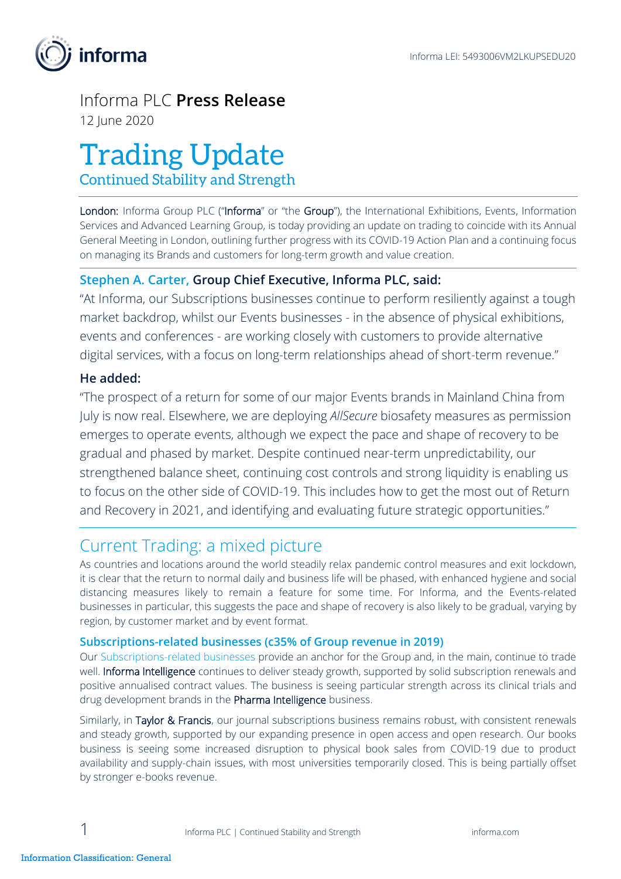Informa LEI: 5493006VM2LKUPSEDU20

Informa PLC **Press Release**

12 June 2020

# Trading Update

## Continued Stability and Strength

**London:** Informa Group PLC ("**Informa**" or "the **Group**"), the International Exhibitions, Events, Information Services and Advanced Learning Group, is today providing an update on trading to coincide with its Annual General Meeting in London, outlining further progress with its COVID-19 Action Plan and a continuing focus on managing its Brands and customers for long-term growth and value creation.

### Stephen A. Carter, Group Chief Executive, Informa PLC, said:

"At Informa, our Subscriptions businesses continue to perform resiliently against a tough market backdrop, whilst our Events businesses - in the absence of physical exhibitions, events and conferences - are working closely with customers to provide alternative digital services, with a focus on long-term relationships ahead of short-term revenue."

### He added:

"The prospect of a return for some of our major Events brands in Mainland China from July is now real. Elsewhere, we are deploying *AllSecure* biosafety measures as permission emerges to operate events, although we expect the pace and shape of recovery to be gradual and phased by market. Despite continued near-term unpredictability, our strengthened balance sheet, continuing cost controls and strong liquidity is enabling us to focus on the other side of COVID-19. This includes how to get the most out of Return and Recovery in 2021, and identifying and evaluating future strategic opportunities."

## Current Trading: a mixed picture

As countries and locations around the world steadily relax pandemic control measures and exit lockdown, it is clear that the return to normal daily and business life will be phased, with enhanced hygiene and social distancing measures likely to remain a feature for some time. For Informa, and the Events-related businesses in particular, this suggests the pace and shape of recovery is also likely to be gradual, varying by region, by customer market and by event format.

### Subscriptions-related businesses (c35% of Group revenue in 2019)

Our Subscriptions-related businesses provide an anchor for the Group and, in the main, continue to trade well. **Informa Intelligence** continues to deliver steady growth, supported by solid subscription renewals and positive annualised contract values. The business is seeing particular strength across its clinical trials and drug development brands in the **Pharma Intelligence** business.

Similarly, in **Taylor & Francis**, our journal subscriptions business remains robust, with consistent renewals and steady growth, supported by our expanding presence in open access and open research. Our books business is seeing some increased disruption to physical book sales from COVID-19 due to product availability and supply-chain issues, with most universities temporarily closed. This is being partially offset by stronger e-books revenue.

Information Classification: General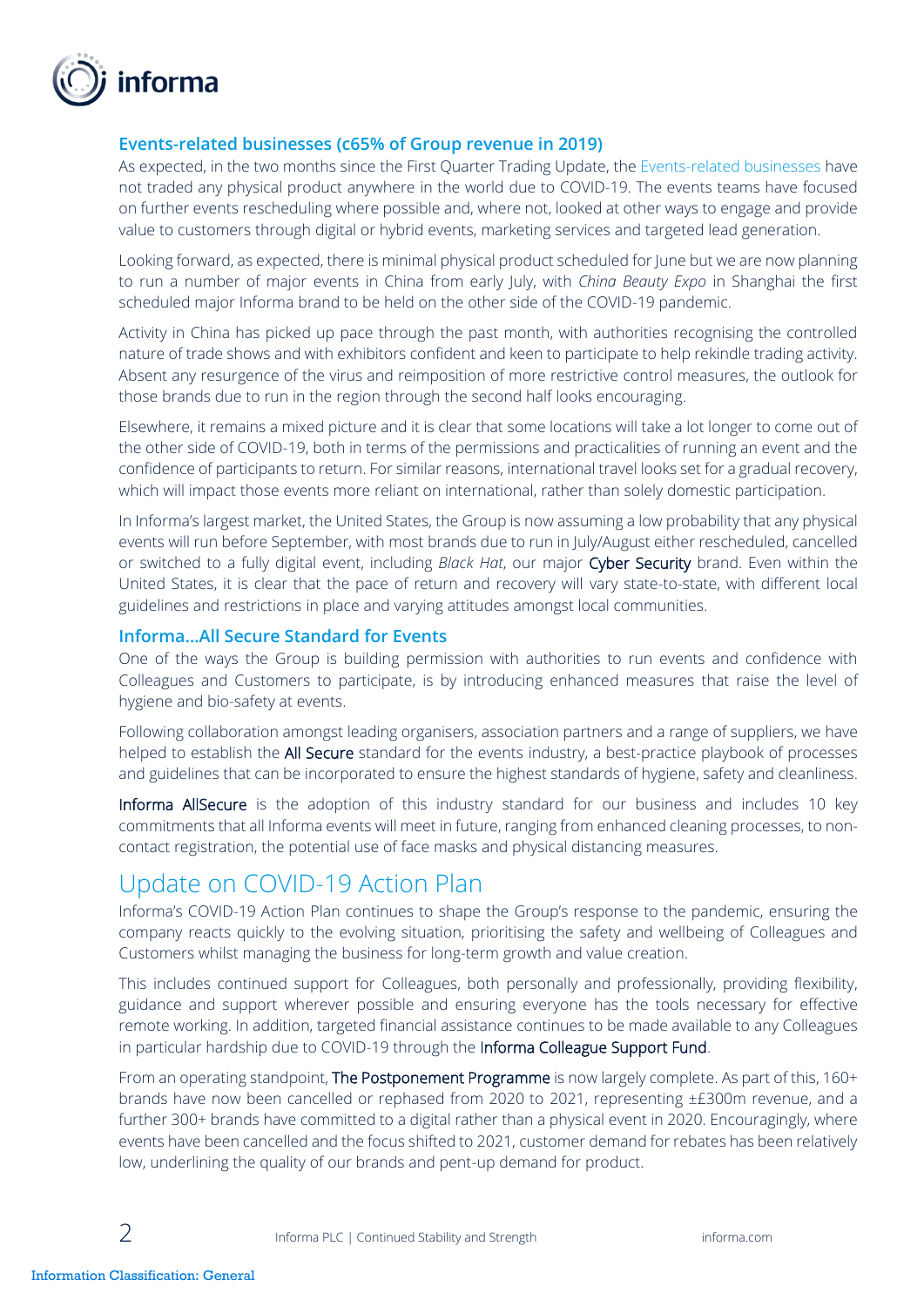### Events-related businesses (c65% of Group revenue in 2019)

As expected, in the two months since the First Quarter Trading Update, the Events-related businesses have not traded any physical product anywhere in the world due to COVID-19. The events teams have focused on further events rescheduling where possible and, where not, looked at other ways to engage and provide value to customers through digital or hybrid events, marketing services and targeted lead generation.

Looking forward, as expected, there is minimal physical product scheduled for June but we are now planning to run a number of major events in China from early July, with *China Beauty Expo* in Shanghai the first scheduled major Informa brand to be held on the other side of the COVID-19 pandemic.

Activity in China has picked up pace through the past month, with authorities recognising the controlled nature of trade shows and with exhibitors confident and keen to participate to help rekindle trading activity. Absent any resurgence of the virus and reimposition of more restrictive control measures, the outlook for those brands due to run in the region through the second half looks encouraging.

Elsewhere, it remains a mixed picture and it is clear that some locations will take a lot longer to come out of the other side of COVID-19, both in terms of the permissions and practicalities of running an event and the confidence of participants to return. For similar reasons, international travel looks set for a gradual recovery, which will impact those events more reliant on international, rather than solely domestic participation.

In Informa's largest market, the United States, the Group is now assuming a low probability that any physical events will run before September, with most brands due to run in July/August either rescheduled, cancelled or switched to a fully digital event, including *Black Hat*, our major Cyber Security brand. Even within the United States, it is clear that the pace of return and recovery will vary state-to-state, with different local guidelines and restrictions in place and varying attitudes amongst local communities.

### Informa…All Secure Standard for Events

One of the ways the Group is building permission with authorities to run events and confidence with Colleagues and Customers to participate, is by introducing enhanced measures that raise the level of hygiene and bio-safety at events.

Following collaboration amongst leading organisers, association partners and a range of suppliers, we have helped to establish the All Secure standard for the events industry, a best-practice playbook of processes and guidelines that can be incorporated to ensure the highest standards of hygiene, safety and cleanliness.

Informa AllSecure is the adoption of this industry standard for our business and includes 10 key commitments that all Informa events will meet in future, ranging from enhanced cleaning processes, to non-contact registration, the potential use of face masks and physical distancing measures.

## Update on COVID-19 Action Plan

Informa's COVID-19 Action Plan continues to shape the Group's response to the pandemic, ensuring the company reacts quickly to the evolving situation, prioritising the safety and wellbeing of Colleagues and Customers whilst managing the business for long-term growth and value creation.

This includes continued support for Colleagues, both personally and professionally, providing flexibility, guidance and support wherever possible and ensuring everyone has the tools necessary for effective remote working. In addition, targeted financial assistance continues to be made available to any Colleagues in particular hardship due to COVID-19 through the Informa Colleague Support Fund.

From an operating standpoint, The Postponement Programme is now largely complete. As part of this, 160+ brands have now been cancelled or rephased from 2020 to 2021, representing ±£300m revenue, and a further 300+ brands have committed to a digital rather than a physical event in 2020. Encouragingly, where events have been cancelled and the focus shifted to 2021, customer demand for rebates has been relatively low, underlining the quality of our brands and pent-up demand for product.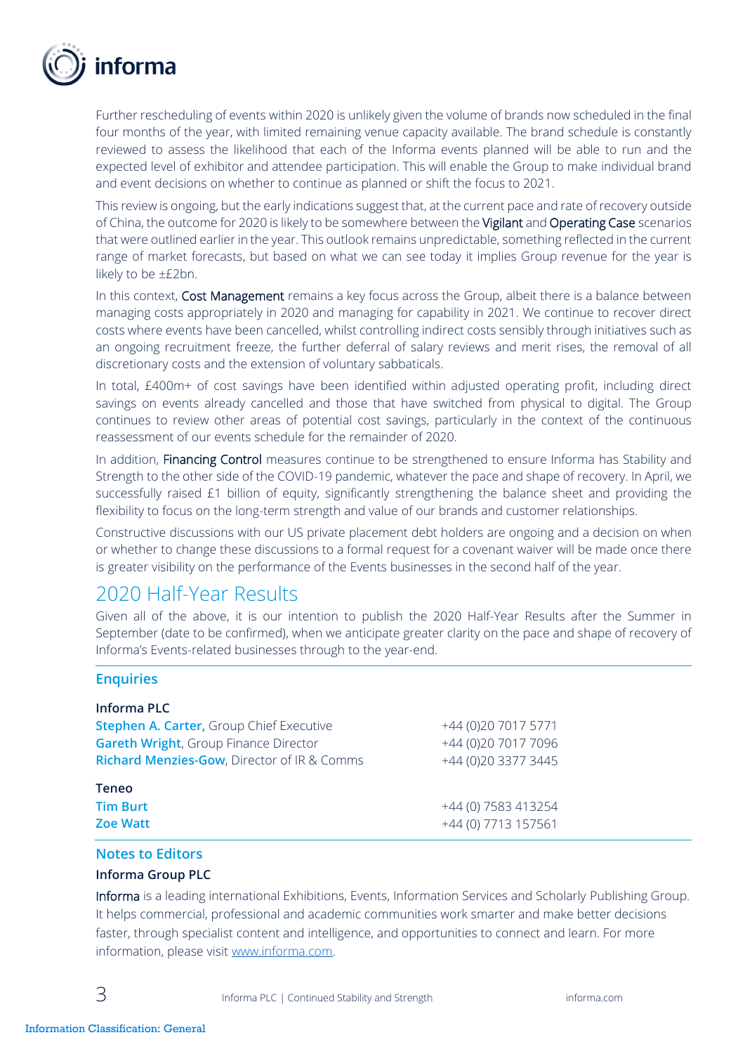Further rescheduling of events within 2020 is unlikely given the volume of brands now scheduled in the final four months of the year, with limited remaining venue capacity available. The brand schedule is constantly reviewed to assess the likelihood that each of the Informa events planned will be able to run and the expected level of exhibitor and attendee participation. This will enable the Group to make individual brand and event decisions on whether to continue as planned or shift the focus to 2021.

This review is ongoing, but the early indications suggest that, at the current pace and rate of recovery outside of China, the outcome for 2020 is likely to be somewhere between the Vigilant and Operating Case scenarios that were outlined earlier in the year. This outlook remains unpredictable, something reflected in the current range of market forecasts, but based on what we can see today it implies Group revenue for the year is likely to be ±£2bn.

In this context, Cost Management remains a key focus across the Group, albeit there is a balance between managing costs appropriately in 2020 and managing for capability in 2021. We continue to recover direct costs where events have been cancelled, whilst controlling indirect costs sensibly through initiatives such as an ongoing recruitment freeze, the further deferral of salary reviews and merit rises, the removal of all discretionary costs and the extension of voluntary sabbaticals.

In total, £400m+ of cost savings have been identified within adjusted operating profit, including direct savings on events already cancelled and those that have switched from physical to digital. The Group continues to review other areas of potential cost savings, particularly in the context of the continuous reassessment of our events schedule for the remainder of 2020.

In addition, Financing Control measures continue to be strengthened to ensure Informa has Stability and Strength to the other side of the COVID-19 pandemic, whatever the pace and shape of recovery. In April, we successfully raised £1 billion of equity, significantly strengthening the balance sheet and providing the flexibility to focus on the long-term strength and value of our brands and customer relationships.

Constructive discussions with our US private placement debt holders are ongoing and a decision on when or whether to change these discussions to a formal request for a covenant waiver will be made once there is greater visibility on the performance of the Events businesses in the second half of the year.

## 2020 Half-Year Results

Given all of the above, it is our intention to publish the 2020 Half-Year Results after the Summer in September (date to be confirmed), when we anticipate greater clarity on the pace and shape of recovery of Informa's Events-related businesses through to the year-end.

### Enquiries

**Informa PLC**

| | |
|---|---|
| **Stephen A. Carter**, Group Chief Executive | +44 (0)20 7017 5771 |
| **Gareth Wright**, Group Finance Director | +44 (0)20 7017 7096 |
| **Richard Menzies-Gow**, Director of IR & Comms | +44 (0)20 3377 3445 |

**Teneo**

| | |
|---|---|
| **Tim Burt** | +44 (0) 7583 413254 |
| **Zoe Watt** | +44 (0) 7713 157561 |

### Notes to Editors

**Informa Group PLC**

Informa is a leading international Exhibitions, Events, Information Services and Scholarly Publishing Group. It helps commercial, professional and academic communities work smarter and make better decisions faster, through specialist content and intelligence, and opportunities to connect and learn. For more information, please visit www.informa.com.